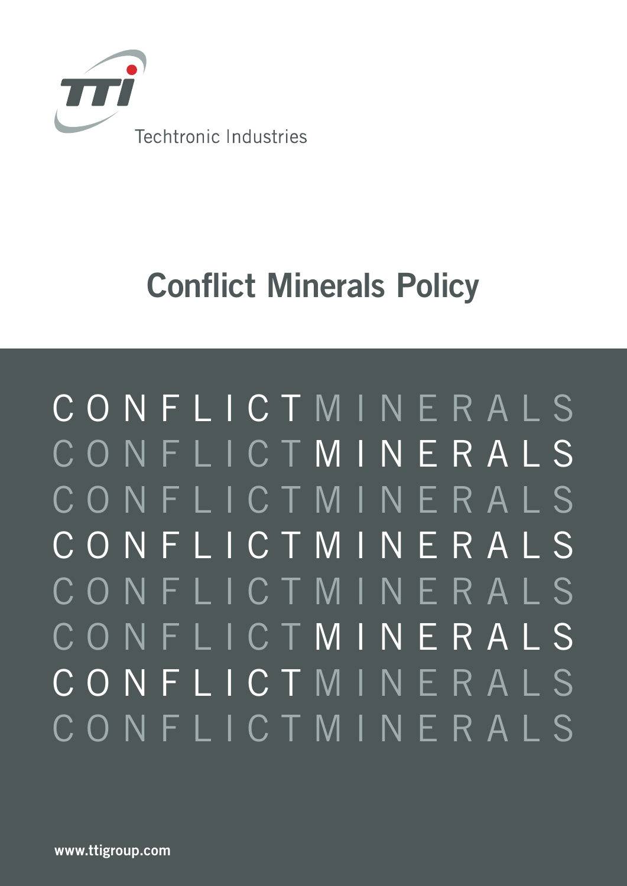Techtronic Industries

# Conflict Minerals Policy

CONFLICTMINERALS
CONFLICTMINERALS
CONFLICTMINERALS
CONFLICTMINERALS
CONFLICTMINERALS
CONFLICTMINERALS
CONFLICTMINERALS
CONFLICTMINERALS

www.ttigroup.com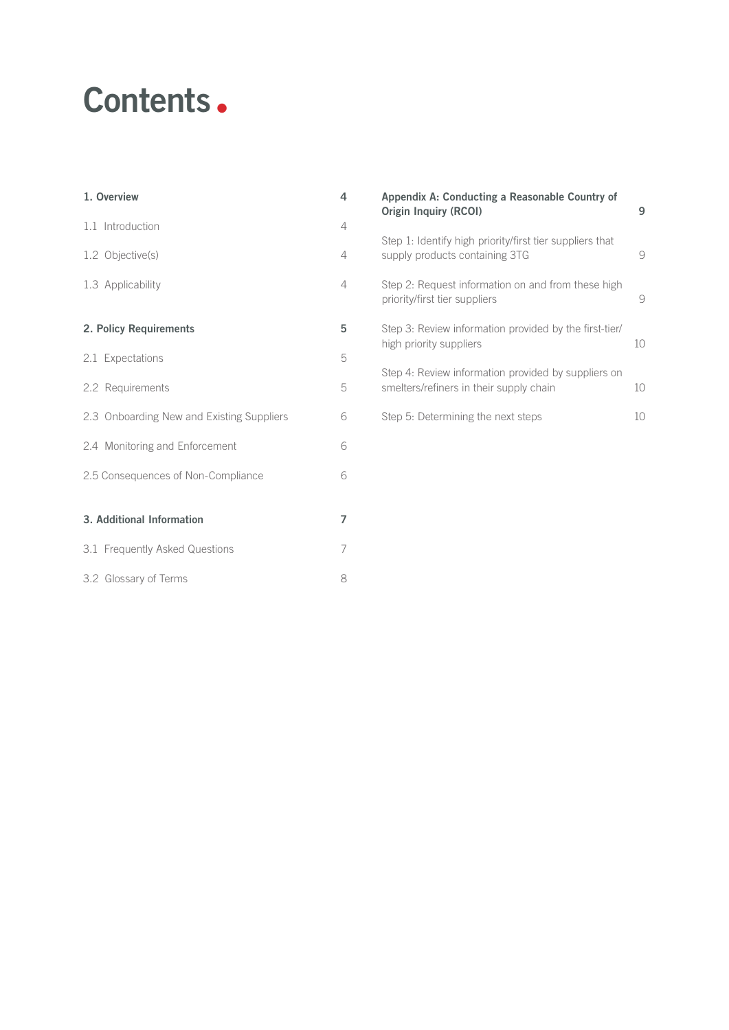# Contents

| | |
|---|---|
| **1. Overview** | **4** |
| 1.1 Introduction | 4 |
| 1.2 Objective(s) | 4 |
| 1.3 Applicability | 4 |
| **2. Policy Requirements** | **5** |
| 2.1 Expectations | 5 |
| 2.2 Requirements | 5 |
| 2.3 Onboarding New and Existing Suppliers | 6 |
| 2.4 Monitoring and Enforcement | 6 |
| 2.5 Consequences of Non-Compliance | 6 |
| **3. Additional Information** | **7** |
| 3.1 Frequently Asked Questions | 7 |
| 3.2 Glossary of Terms | 8 |
| **Appendix A: Conducting a Reasonable Country of Origin Inquiry (RCOI)** | **9** |
| Step 1: Identify high priority/first tier suppliers that supply products containing 3TG | 9 |
| Step 2: Request information on and from these high priority/first tier suppliers | 9 |
| Step 3: Review information provided by the first-tier/high priority suppliers | 10 |
| Step 4: Review information provided by suppliers on smelters/refiners in their supply chain | 10 |
| Step 5: Determining the next steps | 10 |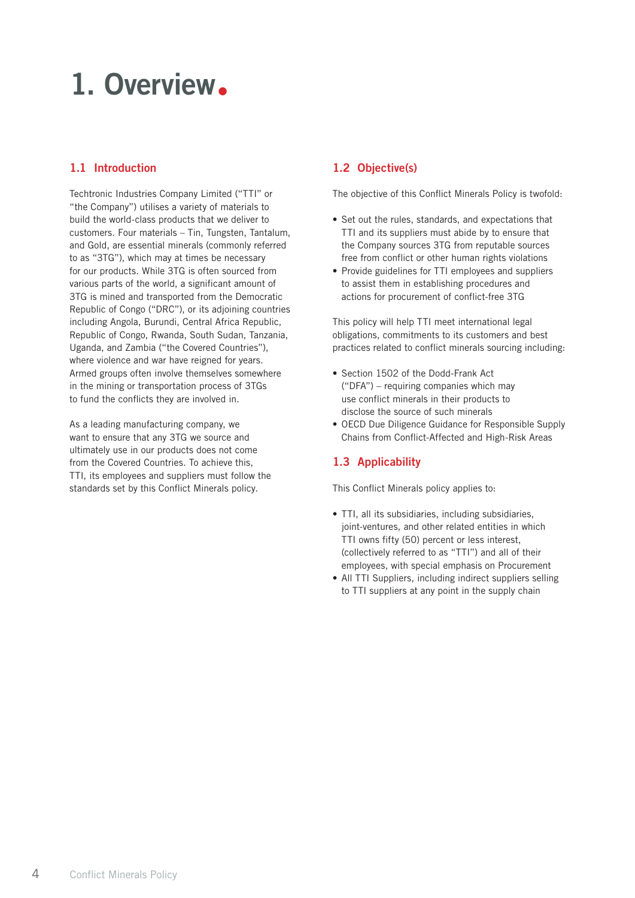# 1. Overview.

## 1.1 Introduction

Techtronic Industries Company Limited ("TTI" or "the Company") utilises a variety of materials to build the world-class products that we deliver to customers. Four materials – Tin, Tungsten, Tantalum, and Gold, are essential minerals (commonly referred to as "3TG"), which may at times be necessary for our products. While 3TG is often sourced from various parts of the world, a significant amount of 3TG is mined and transported from the Democratic Republic of Congo ("DRC"), or its adjoining countries including Angola, Burundi, Central Africa Republic, Republic of Congo, Rwanda, South Sudan, Tanzania, Uganda, and Zambia ("the Covered Countries"), where violence and war have reigned for years. Armed groups often involve themselves somewhere in the mining or transportation process of 3TGs to fund the conflicts they are involved in.

As a leading manufacturing company, we want to ensure that any 3TG we source and ultimately use in our products does not come from the Covered Countries. To achieve this, TTI, its employees and suppliers must follow the standards set by this Conflict Minerals policy.

## 1.2 Objective(s)

The objective of this Conflict Minerals Policy is twofold:

- Set out the rules, standards, and expectations that TTI and its suppliers must abide by to ensure that the Company sources 3TG from reputable sources free from conflict or other human rights violations
- Provide guidelines for TTI employees and suppliers to assist them in establishing procedures and actions for procurement of conflict-free 3TG

This policy will help TTI meet international legal obligations, commitments to its customers and best practices related to conflict minerals sourcing including:

- Section 1502 of the Dodd-Frank Act ("DFA") – requiring companies which may use conflict minerals in their products to disclose the source of such minerals
- OECD Due Diligence Guidance for Responsible Supply Chains from Conflict-Affected and High-Risk Areas

## 1.3 Applicability

This Conflict Minerals policy applies to:

- TTI, all its subsidiaries, including subsidiaries, joint-ventures, and other related entities in which TTI owns fifty (50) percent or less interest, (collectively referred to as "TTI") and all of their employees, with special emphasis on Procurement
- All TTI Suppliers, including indirect suppliers selling to TTI suppliers at any point in the supply chain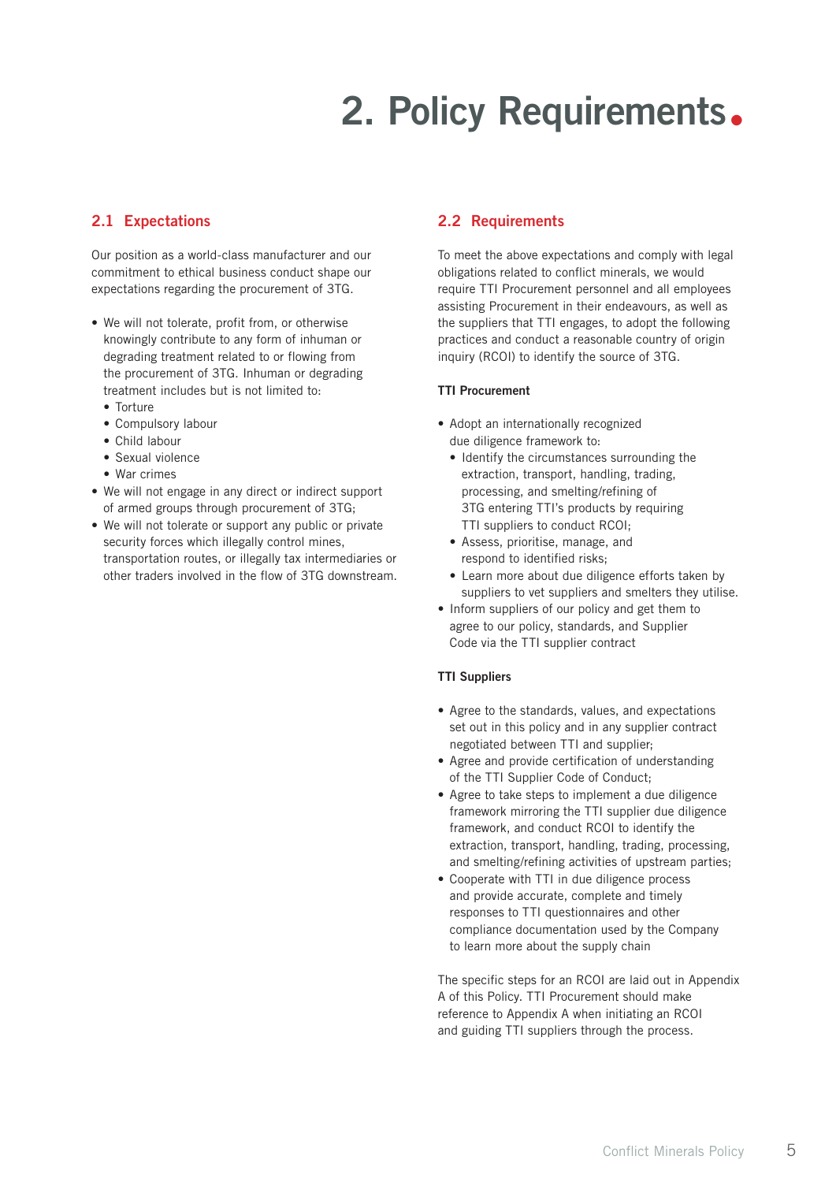# 2. Policy Requirements.

## 2.1 Expectations

Our position as a world-class manufacturer and our commitment to ethical business conduct shape our expectations regarding the procurement of 3TG.

- We will not tolerate, profit from, or otherwise knowingly contribute to any form of inhuman or degrading treatment related to or flowing from the procurement of 3TG. Inhuman or degrading treatment includes but is not limited to:
  - Torture
  - Compulsory labour
  - Child labour
  - Sexual violence
  - War crimes
- We will not engage in any direct or indirect support of armed groups through procurement of 3TG;
- We will not tolerate or support any public or private security forces which illegally control mines, transportation routes, or illegally tax intermediaries or other traders involved in the flow of 3TG downstream.

## 2.2 Requirements

To meet the above expectations and comply with legal obligations related to conflict minerals, we would require TTI Procurement personnel and all employees assisting Procurement in their endeavours, as well as the suppliers that TTI engages, to adopt the following practices and conduct a reasonable country of origin inquiry (RCOI) to identify the source of 3TG.

**TTI Procurement**

- Adopt an internationally recognized due diligence framework to:
  - Identify the circumstances surrounding the extraction, transport, handling, trading, processing, and smelting/refining of 3TG entering TTI's products by requiring TTI suppliers to conduct RCOI;
  - Assess, prioritise, manage, and respond to identified risks;
  - Learn more about due diligence efforts taken by suppliers to vet suppliers and smelters they utilise.
- Inform suppliers of our policy and get them to agree to our policy, standards, and Supplier Code via the TTI supplier contract

**TTI Suppliers**

- Agree to the standards, values, and expectations set out in this policy and in any supplier contract negotiated between TTI and supplier;
- Agree and provide certification of understanding of the TTI Supplier Code of Conduct;
- Agree to take steps to implement a due diligence framework mirroring the TTI supplier due diligence framework, and conduct RCOI to identify the extraction, transport, handling, trading, processing, and smelting/refining activities of upstream parties;
- Cooperate with TTI in due diligence process and provide accurate, complete and timely responses to TTI questionnaires and other compliance documentation used by the Company to learn more about the supply chain

The specific steps for an RCOI are laid out in Appendix A of this Policy. TTI Procurement should make reference to Appendix A when initiating an RCOI and guiding TTI suppliers through the process.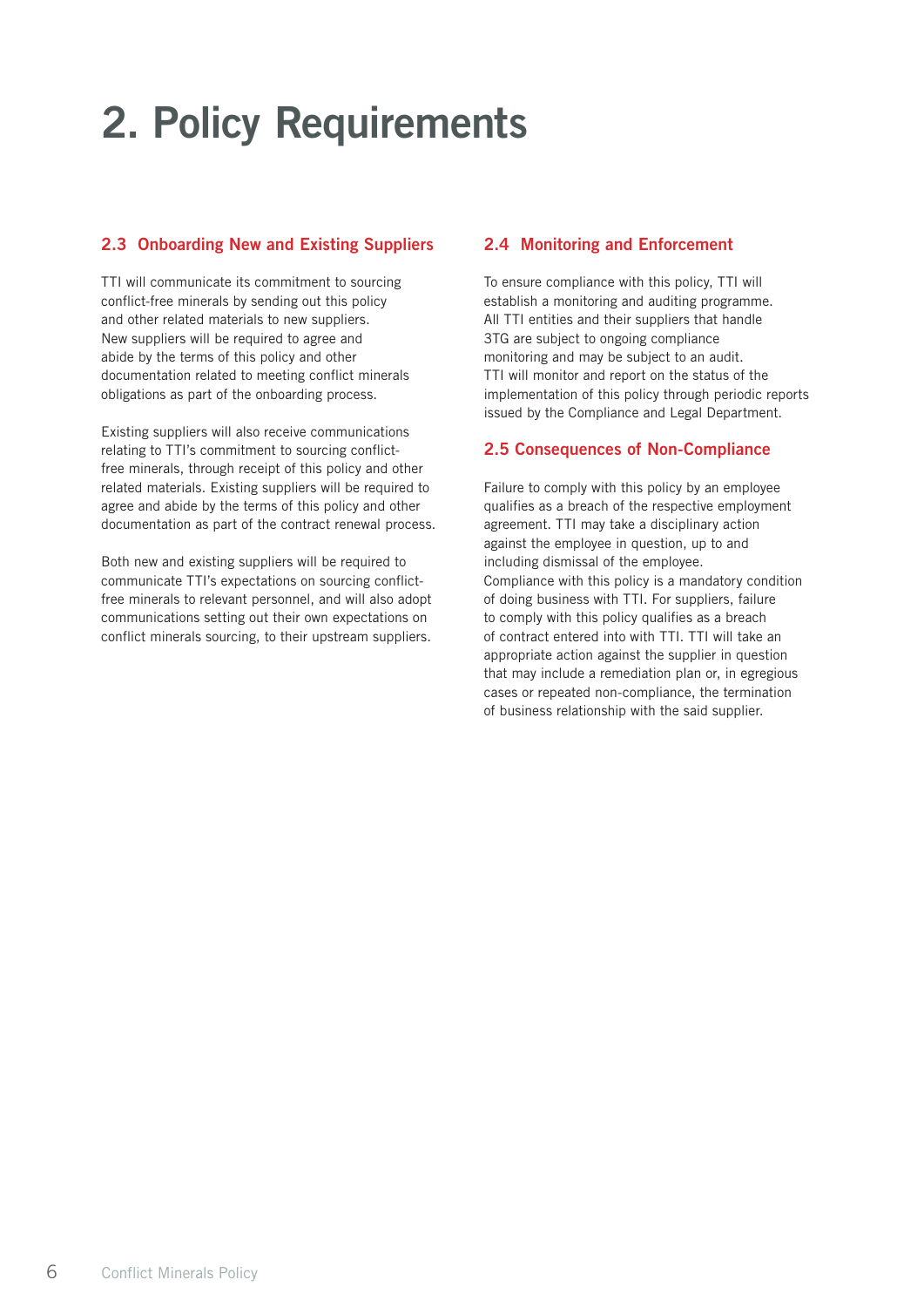# 2. Policy Requirements

## 2.3 Onboarding New and Existing Suppliers

TTI will communicate its commitment to sourcing conflict-free minerals by sending out this policy and other related materials to new suppliers. New suppliers will be required to agree and abide by the terms of this policy and other documentation related to meeting conflict minerals obligations as part of the onboarding process.

Existing suppliers will also receive communications relating to TTI's commitment to sourcing conflict-free minerals, through receipt of this policy and other related materials. Existing suppliers will be required to agree and abide by the terms of this policy and other documentation as part of the contract renewal process.

Both new and existing suppliers will be required to communicate TTI's expectations on sourcing conflict-free minerals to relevant personnel, and will also adopt communications setting out their own expectations on conflict minerals sourcing, to their upstream suppliers.

## 2.4 Monitoring and Enforcement

To ensure compliance with this policy, TTI will establish a monitoring and auditing programme. All TTI entities and their suppliers that handle 3TG are subject to ongoing compliance monitoring and may be subject to an audit. TTI will monitor and report on the status of the implementation of this policy through periodic reports issued by the Compliance and Legal Department.

## 2.5 Consequences of Non-Compliance

Failure to comply with this policy by an employee qualifies as a breach of the respective employment agreement. TTI may take a disciplinary action against the employee in question, up to and including dismissal of the employee.
Compliance with this policy is a mandatory condition of doing business with TTI. For suppliers, failure to comply with this policy qualifies as a breach of contract entered into with TTI. TTI will take an appropriate action against the supplier in question that may include a remediation plan or, in egregious cases or repeated non-compliance, the termination of business relationship with the said supplier.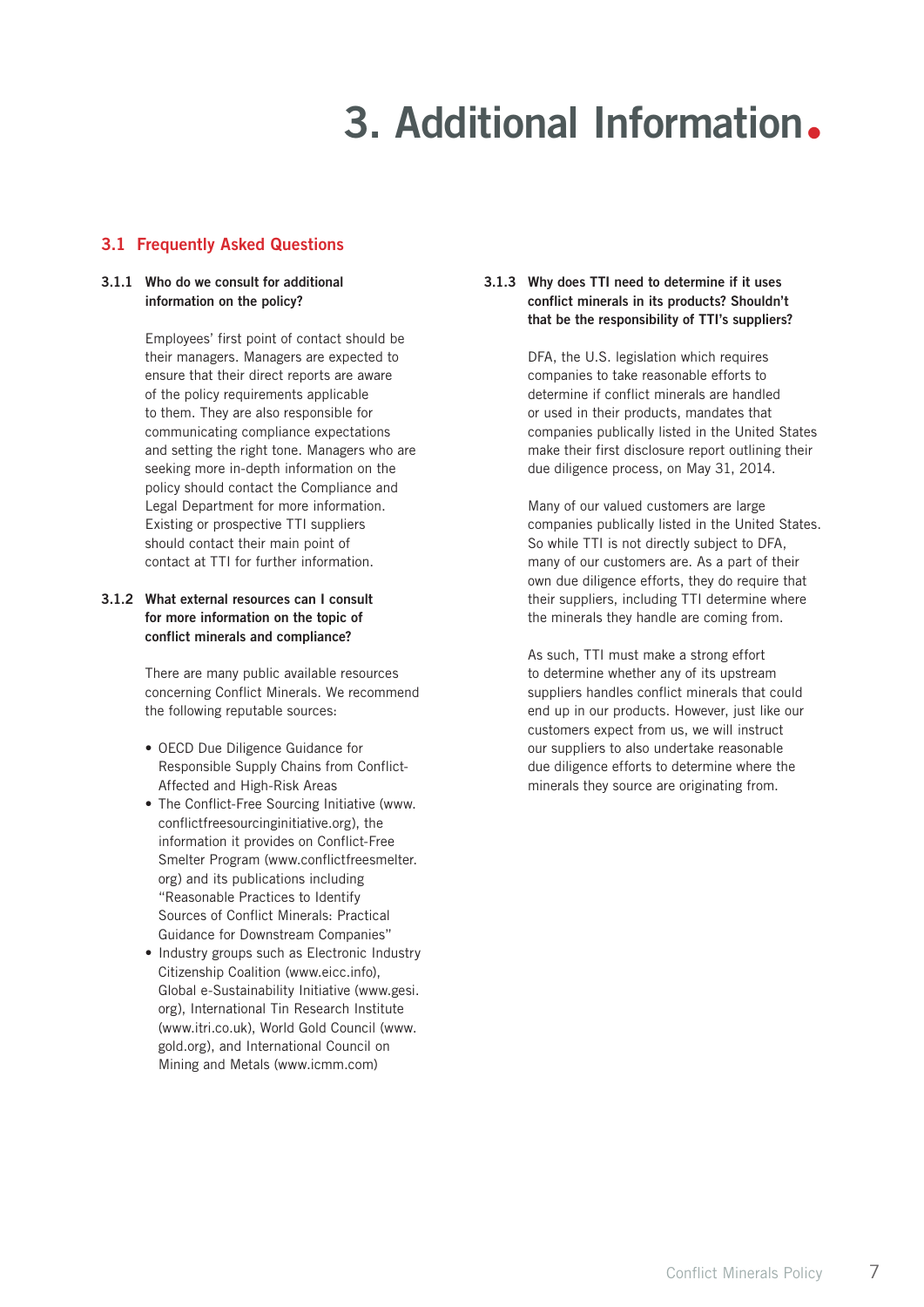# 3. Additional Information

## 3.1 Frequently Asked Questions

### 3.1.1 Who do we consult for additional information on the policy?

Employees' first point of contact should be their managers. Managers are expected to ensure that their direct reports are aware of the policy requirements applicable to them. They are also responsible for communicating compliance expectations and setting the right tone. Managers who are seeking more in-depth information on the policy should contact the Compliance and Legal Department for more information. Existing or prospective TTI suppliers should contact their main point of contact at TTI for further information.

### 3.1.2 What external resources can I consult for more information on the topic of conflict minerals and compliance?

There are many public available resources concerning Conflict Minerals. We recommend the following reputable sources:

- OECD Due Diligence Guidance for Responsible Supply Chains from Conflict-Affected and High-Risk Areas
- The Conflict-Free Sourcing Initiative (www.conflictfreesourcinginitiative.org), the information it provides on Conflict-Free Smelter Program (www.conflictfreesmelter.org) and its publications including "Reasonable Practices to Identify Sources of Conflict Minerals: Practical Guidance for Downstream Companies"
- Industry groups such as Electronic Industry Citizenship Coalition (www.eicc.info), Global e-Sustainability Initiative (www.gesi.org), International Tin Research Institute (www.itri.co.uk), World Gold Council (www.gold.org), and International Council on Mining and Metals (www.icmm.com)

### 3.1.3 Why does TTI need to determine if it uses conflict minerals in its products? Shouldn't that be the responsibility of TTI's suppliers?

DFA, the U.S. legislation which requires companies to take reasonable efforts to determine if conflict minerals are handled or used in their products, mandates that companies publically listed in the United States make their first disclosure report outlining their due diligence process, on May 31, 2014.

Many of our valued customers are large companies publically listed in the United States. So while TTI is not directly subject to DFA, many of our customers are. As a part of their own due diligence efforts, they do require that their suppliers, including TTI determine where the minerals they handle are coming from.

As such, TTI must make a strong effort to determine whether any of its upstream suppliers handles conflict minerals that could end up in our products. However, just like our customers expect from us, we will instruct our suppliers to also undertake reasonable due diligence efforts to determine where the minerals they source are originating from.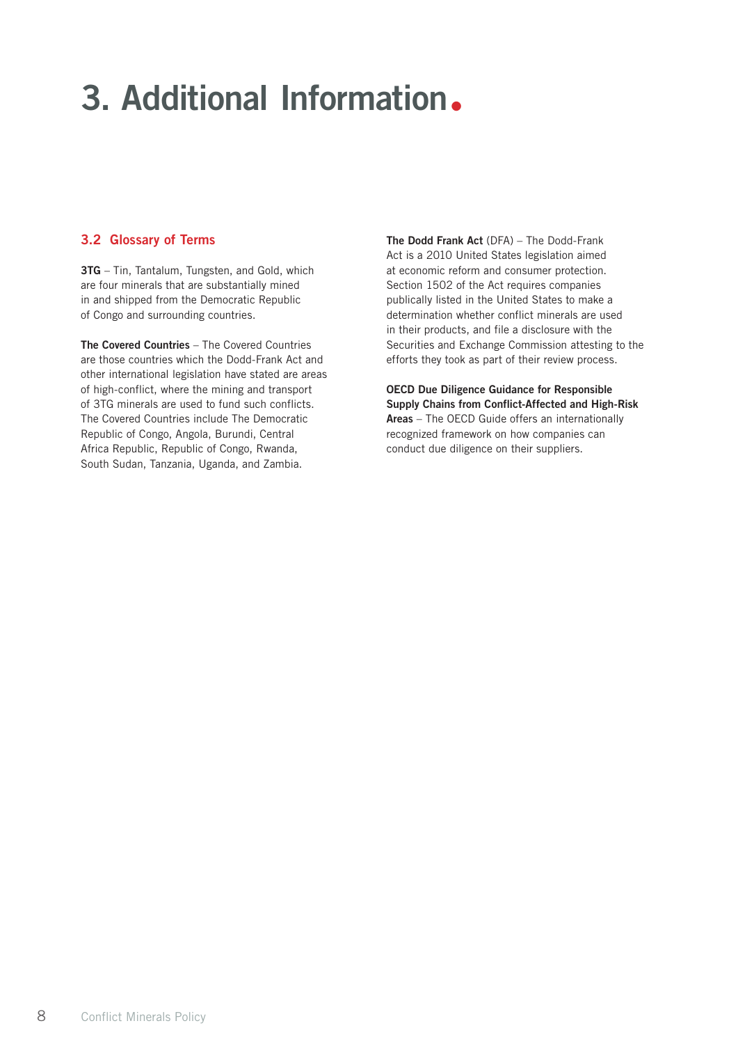# 3. Additional Information.

## 3.2 Glossary of Terms

**3TG** – Tin, Tantalum, Tungsten, and Gold, which are four minerals that are substantially mined in and shipped from the Democratic Republic of Congo and surrounding countries.

**The Covered Countries** – The Covered Countries are those countries which the Dodd-Frank Act and other international legislation have stated are areas of high-conflict, where the mining and transport of 3TG minerals are used to fund such conflicts. The Covered Countries include The Democratic Republic of Congo, Angola, Burundi, Central Africa Republic, Republic of Congo, Rwanda, South Sudan, Tanzania, Uganda, and Zambia.

**The Dodd Frank Act** (DFA) – The Dodd-Frank Act is a 2010 United States legislation aimed at economic reform and consumer protection. Section 1502 of the Act requires companies publically listed in the United States to make a determination whether conflict minerals are used in their products, and file a disclosure with the Securities and Exchange Commission attesting to the efforts they took as part of their review process.

**OECD Due Diligence Guidance for Responsible Supply Chains from Conflict-Affected and High-Risk Areas** – The OECD Guide offers an internationally recognized framework on how companies can conduct due diligence on their suppliers.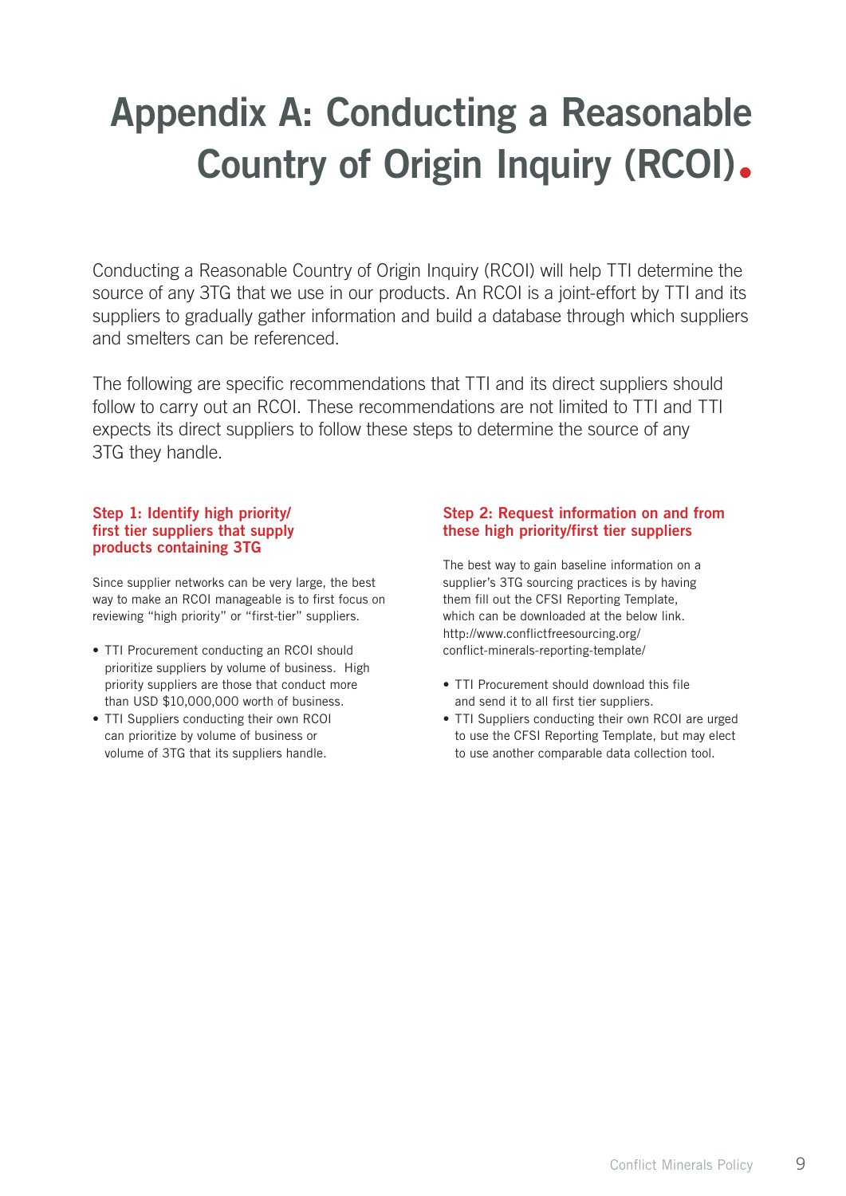# Appendix A: Conducting a Reasonable Country of Origin Inquiry (RCOI).

Conducting a Reasonable Country of Origin Inquiry (RCOI) will help TTI determine the source of any 3TG that we use in our products. An RCOI is a joint-effort by TTI and its suppliers to gradually gather information and build a database through which suppliers and smelters can be referenced.

The following are specific recommendations that TTI and its direct suppliers should follow to carry out an RCOI. These recommendations are not limited to TTI and TTI expects its direct suppliers to follow these steps to determine the source of any 3TG they handle.

### Step 1: Identify high priority/ first tier suppliers that supply products containing 3TG

Since supplier networks can be very large, the best way to make an RCOI manageable is to first focus on reviewing "high priority" or "first-tier" suppliers.

- TTI Procurement conducting an RCOI should prioritize suppliers by volume of business. High priority suppliers are those that conduct more than USD $10,000,000 worth of business.
- TTI Suppliers conducting their own RCOI can prioritize by volume of business or volume of 3TG that its suppliers handle.

### Step 2: Request information on and from these high priority/first tier suppliers

The best way to gain baseline information on a supplier's 3TG sourcing practices is by having them fill out the CFSI Reporting Template, which can be downloaded at the below link. http://www.conflictfreesourcing.org/conflict-minerals-reporting-template/

- TTI Procurement should download this file and send it to all first tier suppliers.
- TTI Suppliers conducting their own RCOI are urged to use the CFSI Reporting Template, but may elect to use another comparable data collection tool.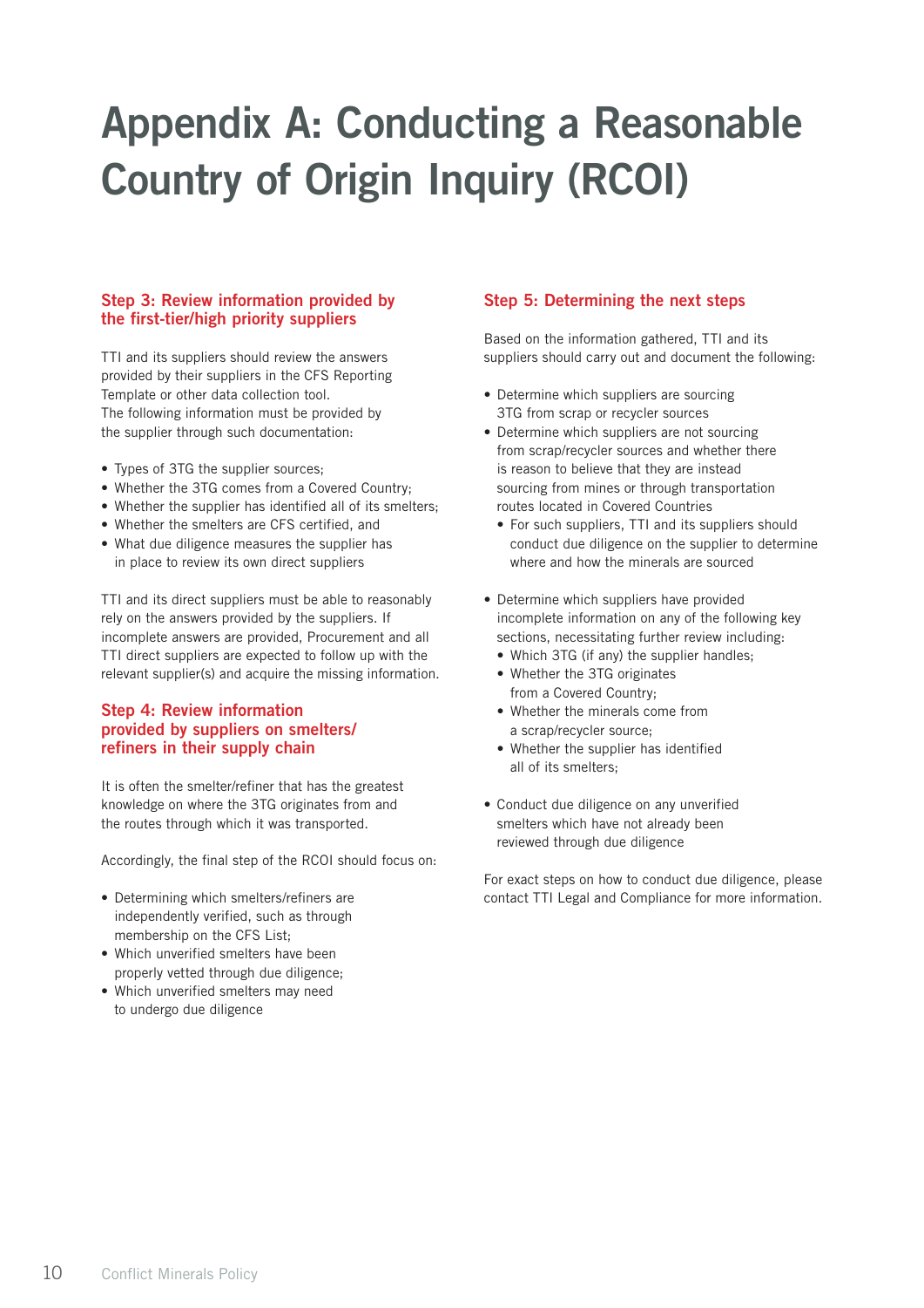# Appendix A: Conducting a Reasonable Country of Origin Inquiry (RCOI)

### Step 3: Review information provided by the first-tier/high priority suppliers

TTI and its suppliers should review the answers provided by their suppliers in the CFS Reporting Template or other data collection tool.
The following information must be provided by the supplier through such documentation:

- Types of 3TG the supplier sources;
- Whether the 3TG comes from a Covered Country;
- Whether the supplier has identified all of its smelters;
- Whether the smelters are CFS certified, and
- What due diligence measures the supplier has in place to review its own direct suppliers

TTI and its direct suppliers must be able to reasonably rely on the answers provided by the suppliers. If incomplete answers are provided, Procurement and all TTI direct suppliers are expected to follow up with the relevant supplier(s) and acquire the missing information.

### Step 4: Review information provided by suppliers on smelters/ refiners in their supply chain

It is often the smelter/refiner that has the greatest knowledge on where the 3TG originates from and the routes through which it was transported.

Accordingly, the final step of the RCOI should focus on:

- Determining which smelters/refiners are independently verified, such as through membership on the CFS List;
- Which unverified smelters have been properly vetted through due diligence;
- Which unverified smelters may need to undergo due diligence

### Step 5: Determining the next steps

Based on the information gathered, TTI and its suppliers should carry out and document the following:

- Determine which suppliers are sourcing 3TG from scrap or recycler sources
- Determine which suppliers are not sourcing from scrap/recycler sources and whether there is reason to believe that they are instead sourcing from mines or through transportation routes located in Covered Countries
  - For such suppliers, TTI and its suppliers should conduct due diligence on the supplier to determine where and how the minerals are sourced
- Determine which suppliers have provided incomplete information on any of the following key sections, necessitating further review including:
  - Which 3TG (if any) the supplier handles;
  - Whether the 3TG originates from a Covered Country;
  - Whether the minerals come from a scrap/recycler source;
  - Whether the supplier has identified all of its smelters;
- Conduct due diligence on any unverified smelters which have not already been reviewed through due diligence

For exact steps on how to conduct due diligence, please contact TTI Legal and Compliance for more information.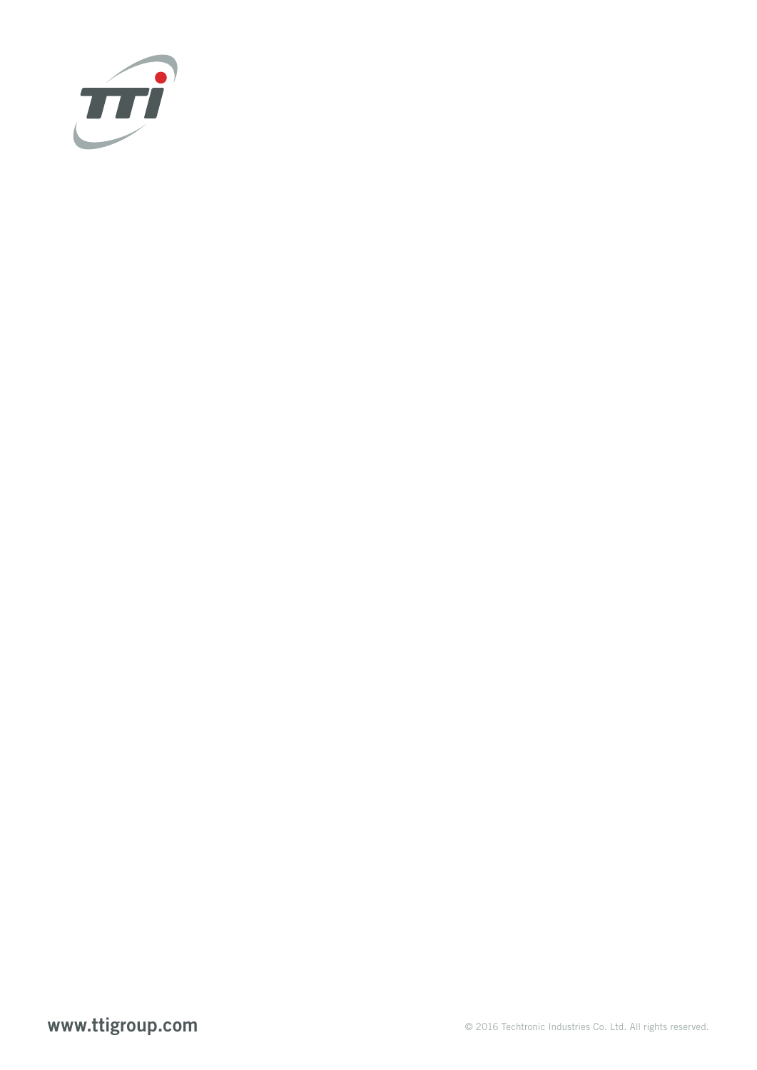www.ttigroup.com

© 2016 Techtronic Industries Co. Ltd. All rights reserved.